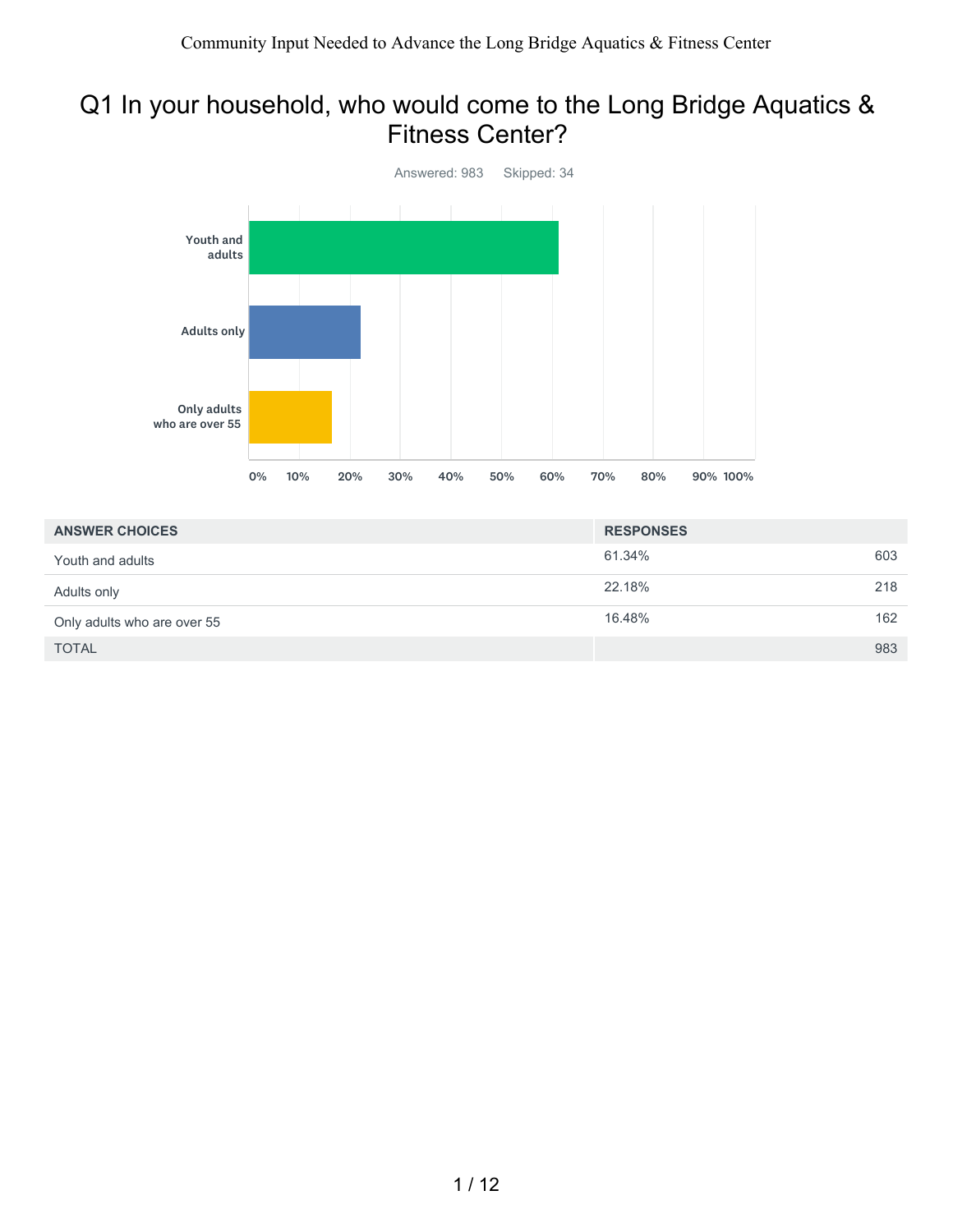# Q1 In your household, who would come to the Long Bridge Aquatics & Fitness Center?

Answered: 983 Skipped: 34

| ANSWER CHOICES | RESPONSES | |
|---|---|---|
| Youth and adults | 61.34% | 603 |
| Adults only | 22.18% | 218 |
| Only adults who are over 55 | 16.48% | 162 |
| TOTAL | | 983 |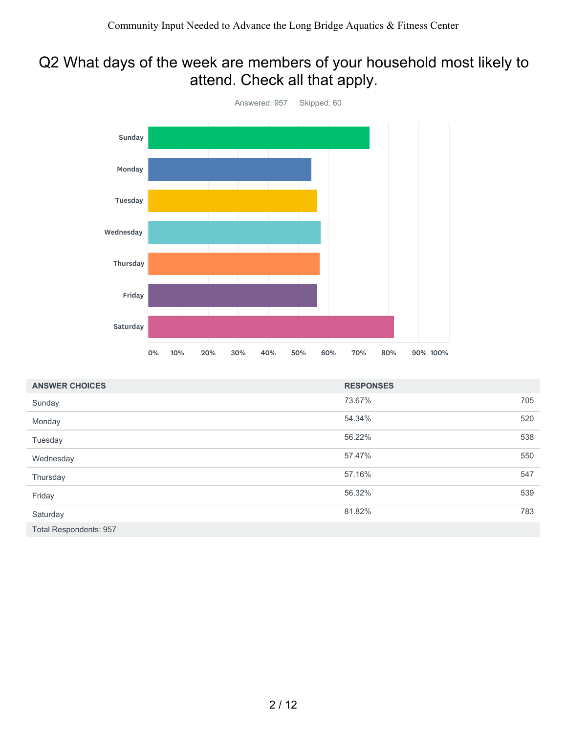## Q2 What days of the week are members of your household most likely to attend. Check all that apply.

Answered: 957 Skipped: 60

| ANSWER CHOICES | RESPONSES | |
|---|---|---|
| Sunday | 73.67% | 705 |
| Monday | 54.34% | 520 |
| Tuesday | 56.22% | 538 |
| Wednesday | 57.47% | 550 |
| Thursday | 57.16% | 547 |
| Friday | 56.32% | 539 |
| Saturday | 81.82% | 783 |
| Total Respondents: 957 | | |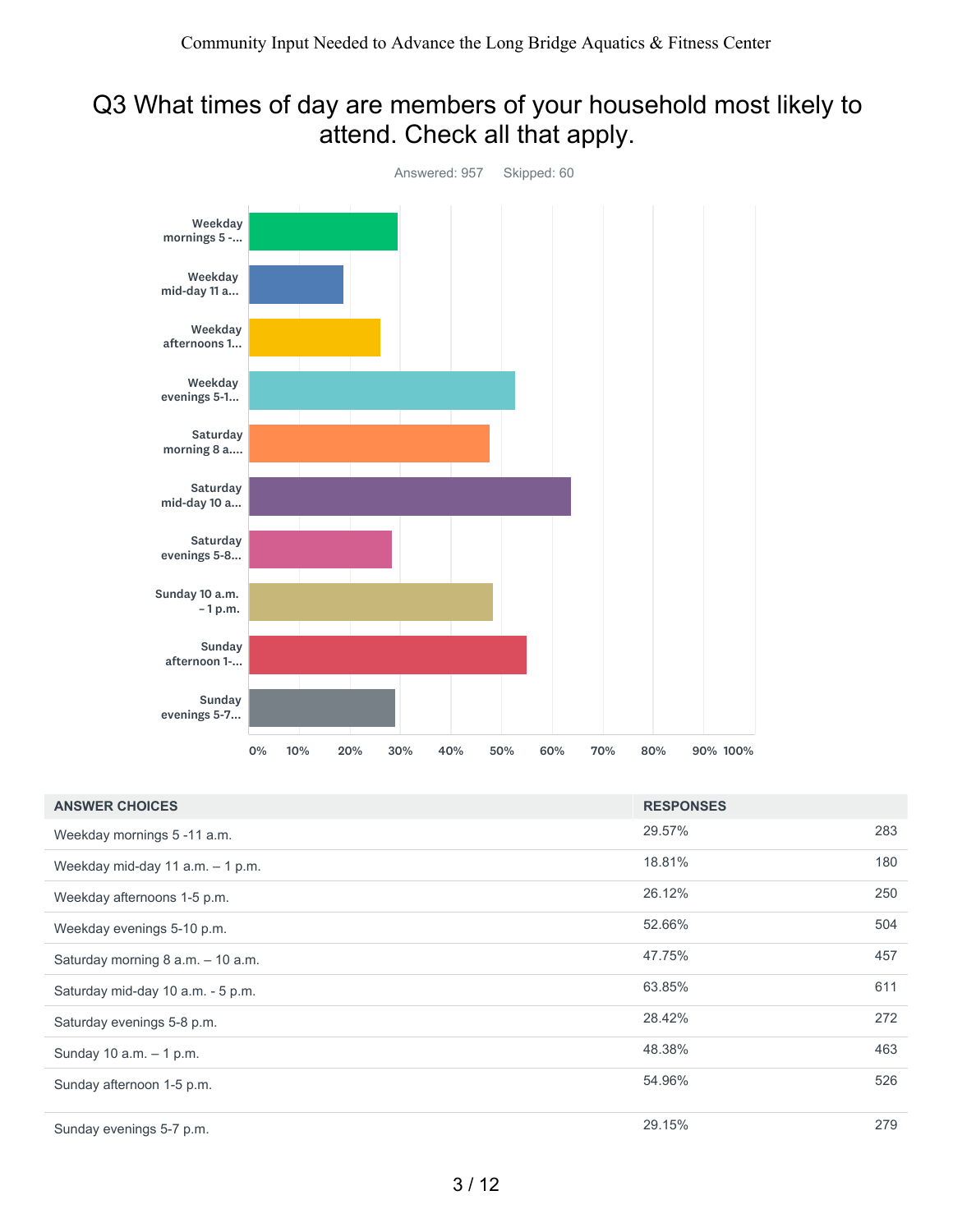# Q3 What times of day are members of your household most likely to attend. Check all that apply.

Answered: 957 Skipped: 60

| ANSWER CHOICES | RESPONSES | |
|---|---|---|
| Weekday mornings 5 -11 a.m. | 29.57% | 283 |
| Weekday mid-day 11 a.m. – 1 p.m. | 18.81% | 180 |
| Weekday afternoons 1-5 p.m. | 26.12% | 250 |
| Weekday evenings 5-10 p.m. | 52.66% | 504 |
| Saturday morning 8 a.m. – 10 a.m. | 47.75% | 457 |
| Saturday mid-day 10 a.m. - 5 p.m. | 63.85% | 611 |
| Saturday evenings 5-8 p.m. | 28.42% | 272 |
| Sunday 10 a.m. – 1 p.m. | 48.38% | 463 |
| Sunday afternoon 1-5 p.m. | 54.96% | 526 |
| Sunday evenings 5-7 p.m. | 29.15% | 279 |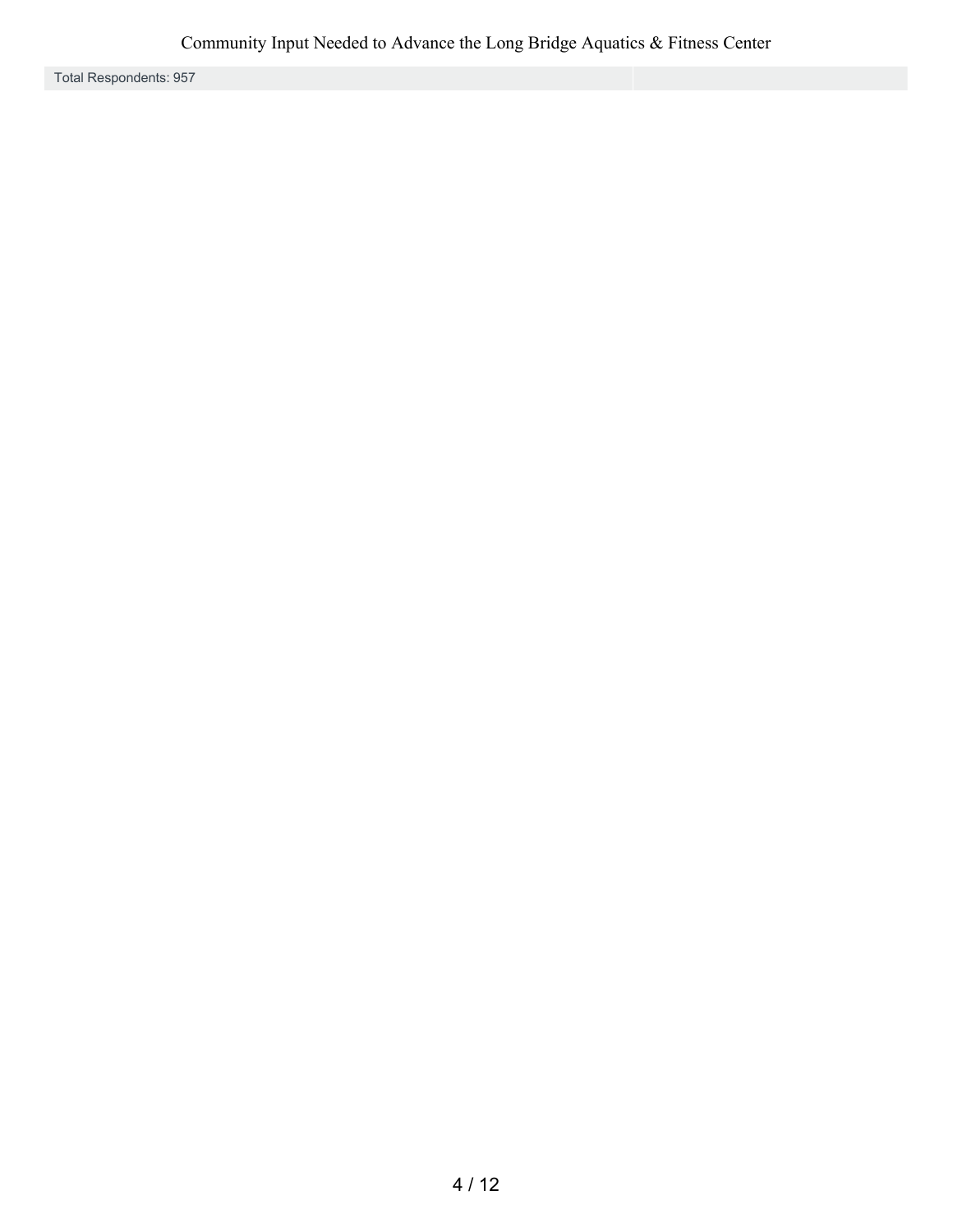| Total Respondents: 957 | |
| --- | --- |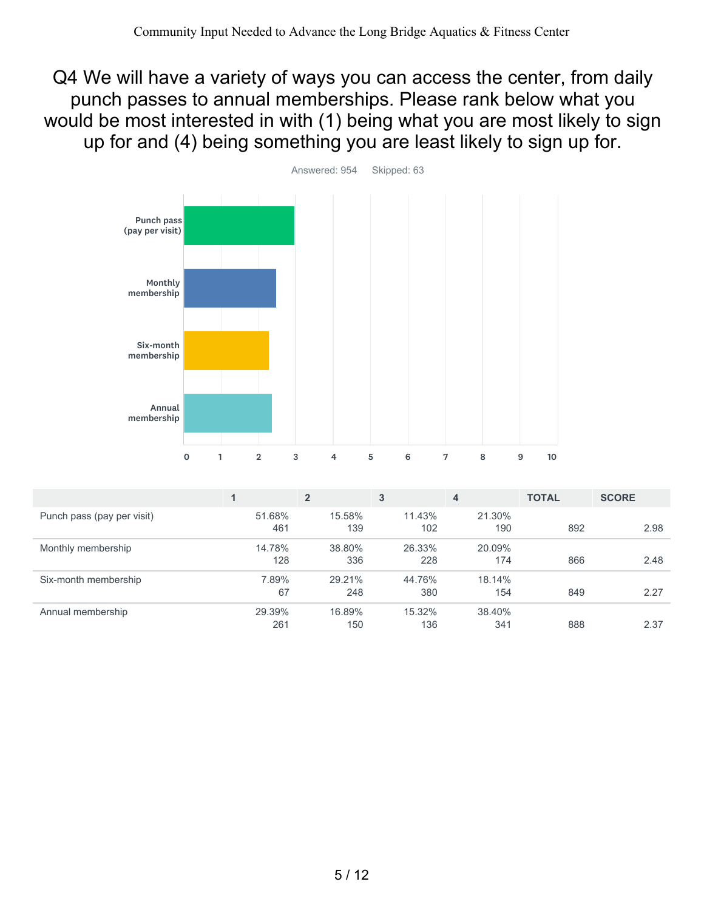# Q4 We will have a variety of ways you can access the center, from daily punch passes to annual memberships. Please rank below what you would be most interested in with (1) being what you are most likely to sign up for and (4) being something you are least likely to sign up for.

Answered: 954 Skipped: 63

| | 1 | 2 | 3 | 4 | TOTAL | SCORE |
|---|---|---|---|---|---|---|
| Punch pass (pay per visit) | 51.68%<br>461 | 15.58%<br>139 | 11.43%<br>102 | 21.30%<br>190 | 892 | 2.98 |
| Monthly membership | 14.78%<br>128 | 38.80%<br>336 | 26.33%<br>228 | 20.09%<br>174 | 866 | 2.48 |
| Six-month membership | 7.89%<br>67 | 29.21%<br>248 | 44.76%<br>380 | 18.14%<br>154 | 849 | 2.27 |
| Annual membership | 29.39%<br>261 | 16.89%<br>150 | 15.32%<br>136 | 38.40%<br>341 | 888 | 2.37 |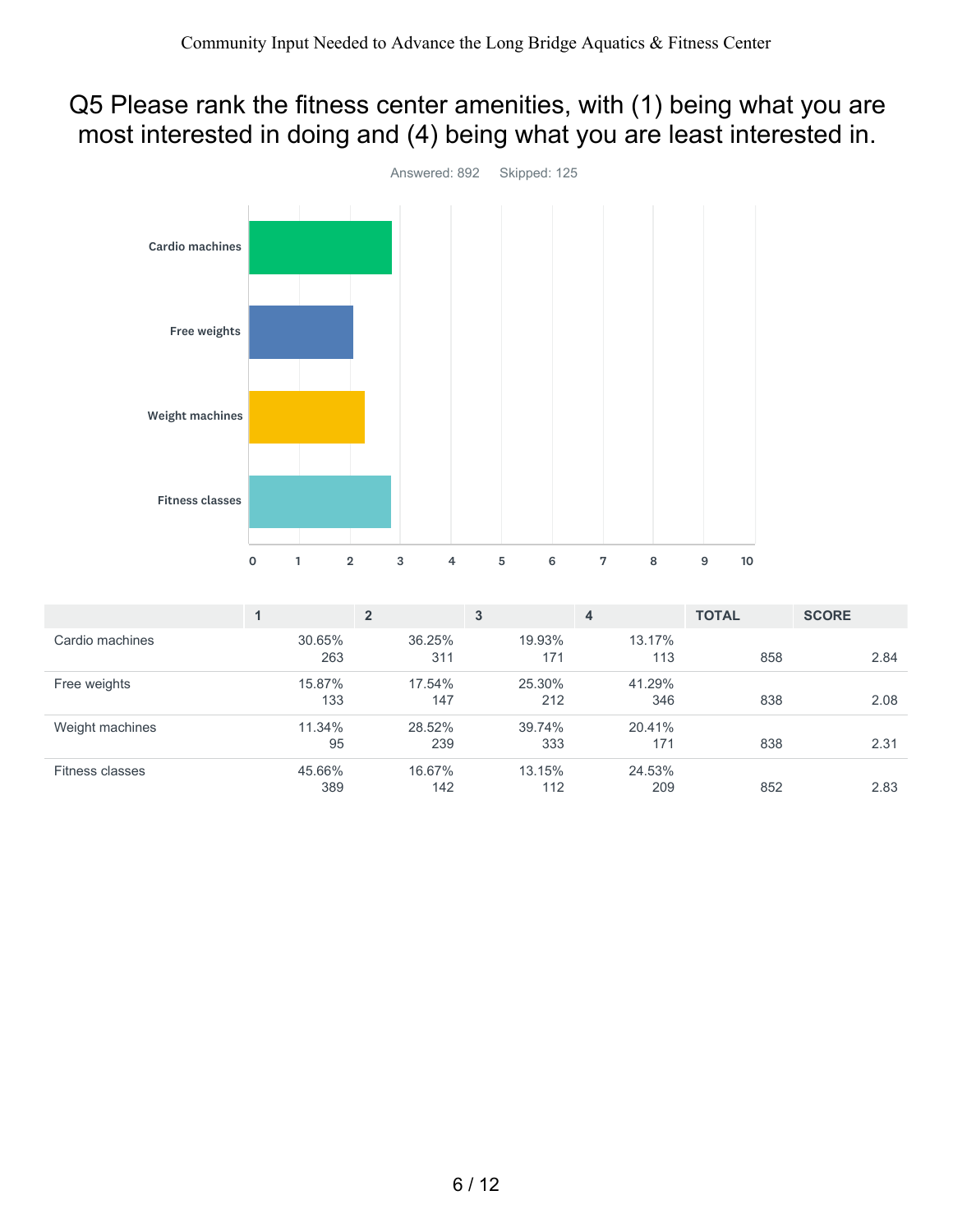# Q5 Please rank the fitness center amenities, with (1) being what you are most interested in doing and (4) being what you are least interested in.

Answered: 892 Skipped: 125

| | 1 | 2 | 3 | 4 | TOTAL | SCORE |
|---|---|---|---|---|---|---|
| Cardio machines | 30.65%<br>263 | 36.25%<br>311 | 19.93%<br>171 | 13.17%<br>113 | 858 | 2.84 |
| Free weights | 15.87%<br>133 | 17.54%<br>147 | 25.30%<br>212 | 41.29%<br>346 | 838 | 2.08 |
| Weight machines | 11.34%<br>95 | 28.52%<br>239 | 39.74%<br>333 | 20.41%<br>171 | 838 | 2.31 |
| Fitness classes | 45.66%<br>389 | 16.67%<br>142 | 13.15%<br>112 | 24.53%<br>209 | 852 | 2.83 |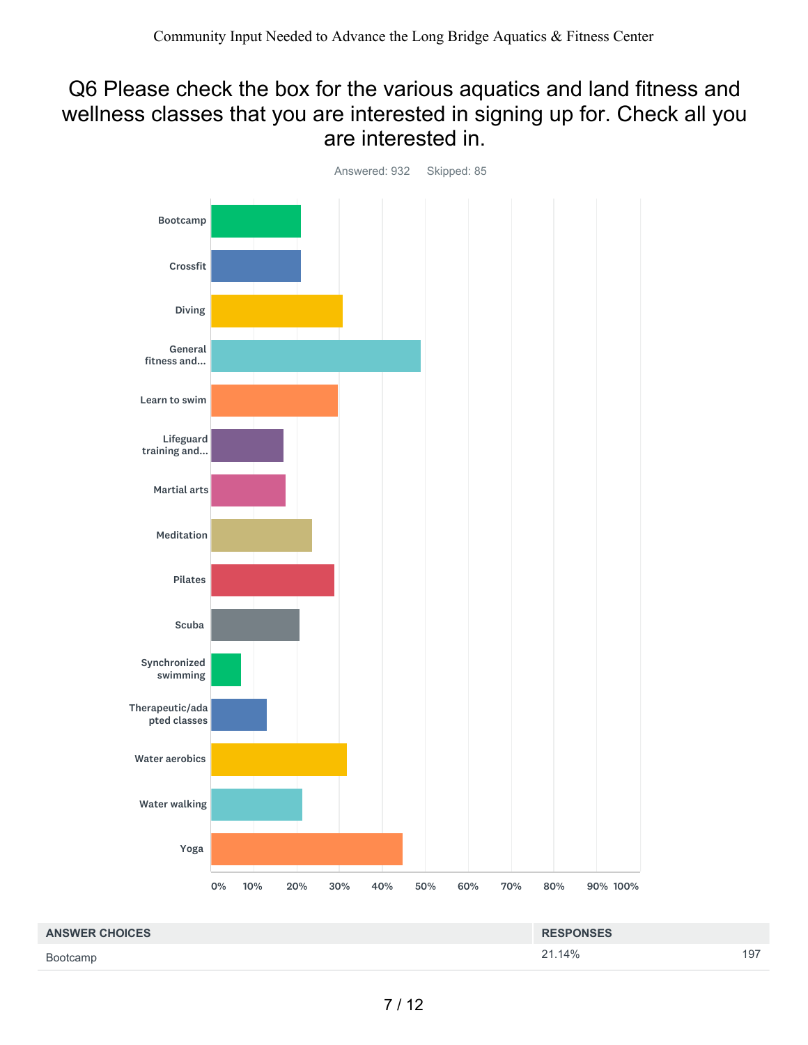# Q6 Please check the box for the various aquatics and land fitness and wellness classes that you are interested in signing up for. Check all you are interested in.

Answered: 932 Skipped: 85

| ANSWER CHOICES | RESPONSES | |
|---|---|---|
| Bootcamp | 21.14% | 197 |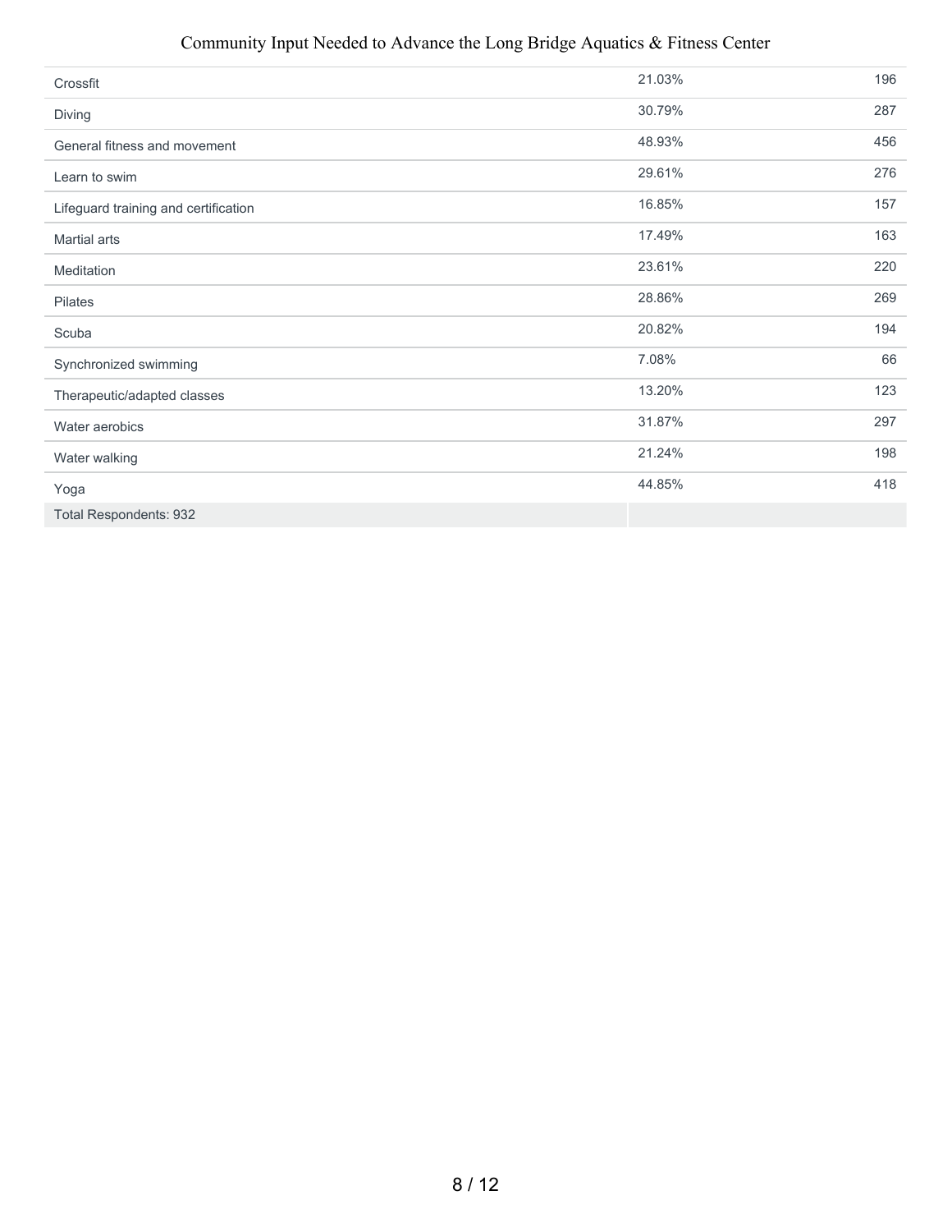| | | |
|---|---|---|
| Crossfit | 21.03% | 196 |
| Diving | 30.79% | 287 |
| General fitness and movement | 48.93% | 456 |
| Learn to swim | 29.61% | 276 |
| Lifeguard training and certification | 16.85% | 157 |
| Martial arts | 17.49% | 163 |
| Meditation | 23.61% | 220 |
| Pilates | 28.86% | 269 |
| Scuba | 20.82% | 194 |
| Synchronized swimming | 7.08% | 66 |
| Therapeutic/adapted classes | 13.20% | 123 |
| Water aerobics | 31.87% | 297 |
| Water walking | 21.24% | 198 |
| Yoga | 44.85% | 418 |
| Total Respondents: 932 | | |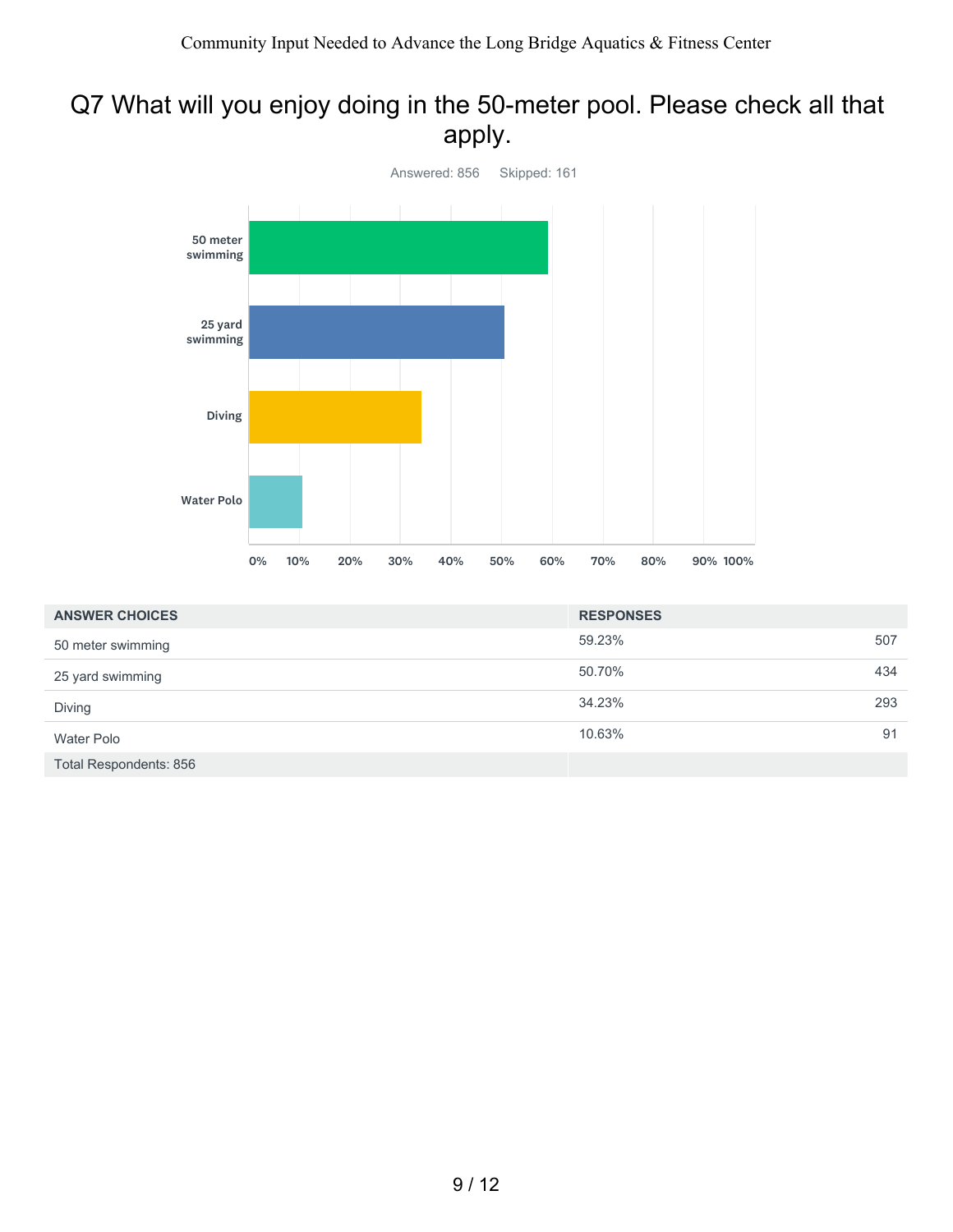# Q7 What will you enjoy doing in the 50-meter pool. Please check all that apply.

Answered: 856 Skipped: 161

| ANSWER CHOICES | RESPONSES | |
|---|---|---|
| 50 meter swimming | 59.23% | 507 |
| 25 yard swimming | 50.70% | 434 |
| Diving | 34.23% | 293 |
| Water Polo | 10.63% | 91 |
| Total Respondents: 856 | | |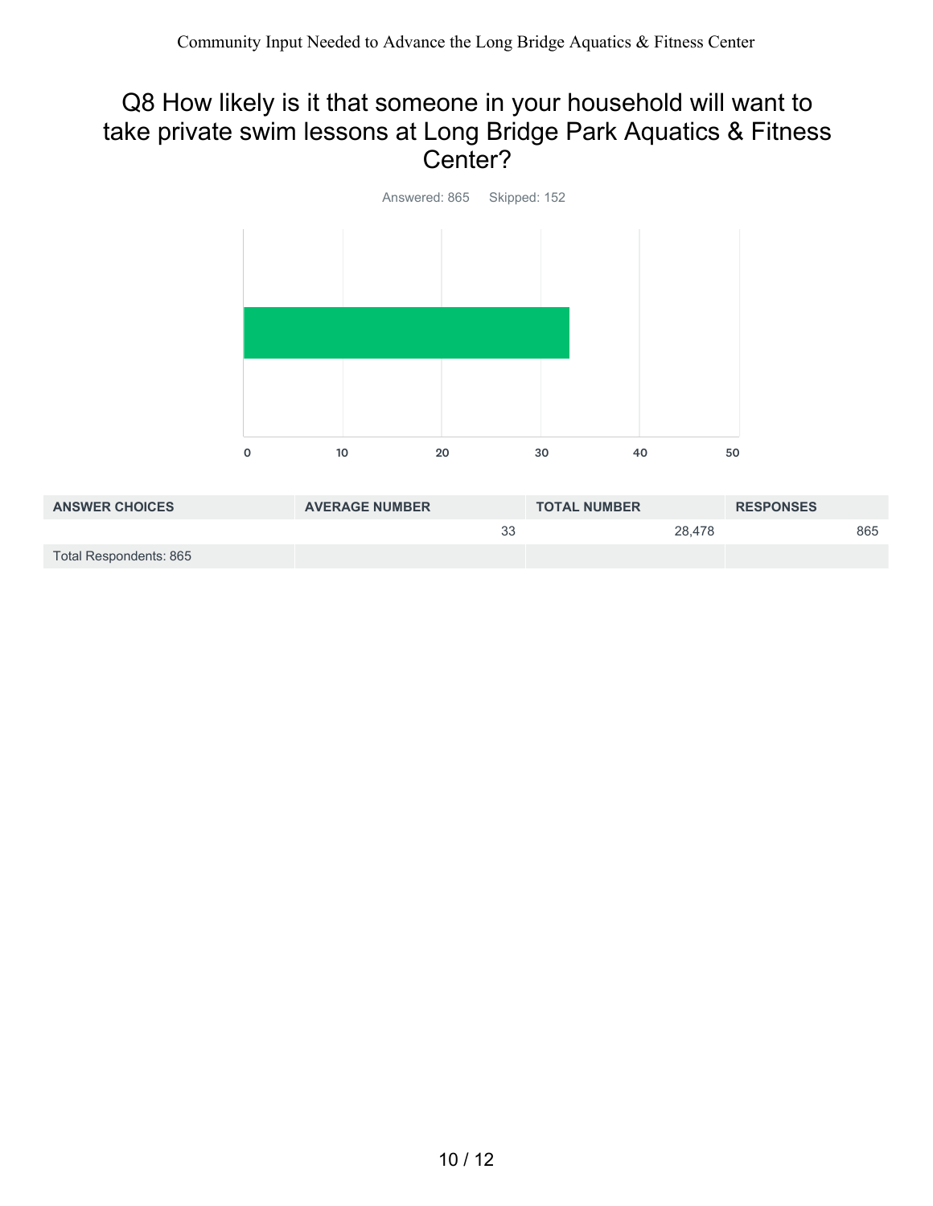## Q8 How likely is it that someone in your household will want to take private swim lessons at Long Bridge Park Aquatics & Fitness Center?

Answered: 865 Skipped: 152

| ANSWER CHOICES | AVERAGE NUMBER | TOTAL NUMBER | RESPONSES |
|---|---|---|---|
| | 33 | 28,478 | 865 |
| Total Respondents: 865 | | | |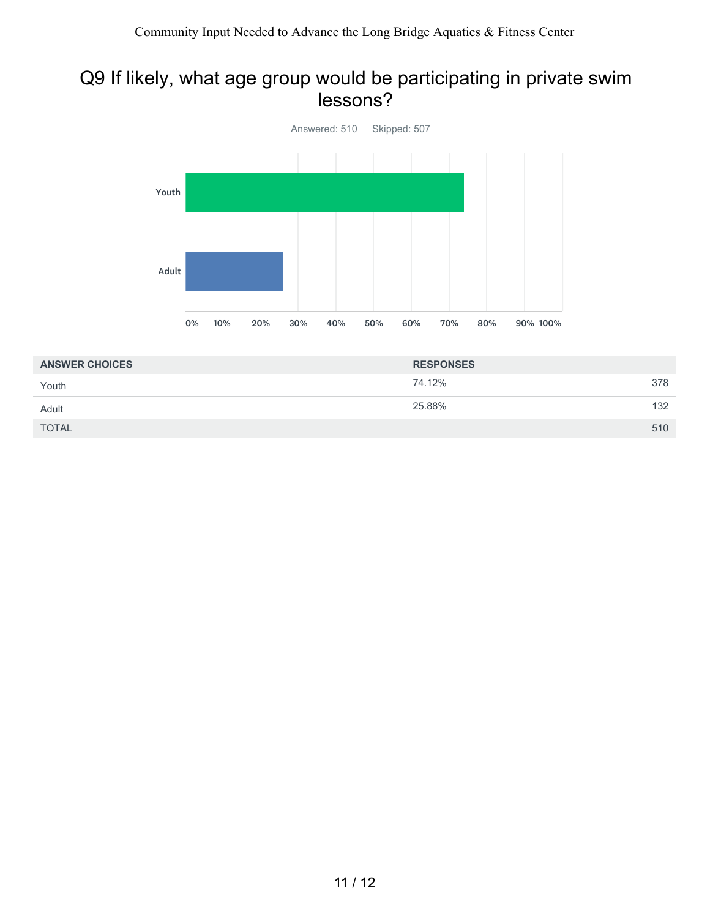## Q9 If likely, what age group would be participating in private swim lessons?

Answered: 510 Skipped: 507

| ANSWER CHOICES | RESPONSES | |
|---|---|---|
| Youth | 74.12% | 378 |
| Adult | 25.88% | 132 |
| TOTAL | | 510 |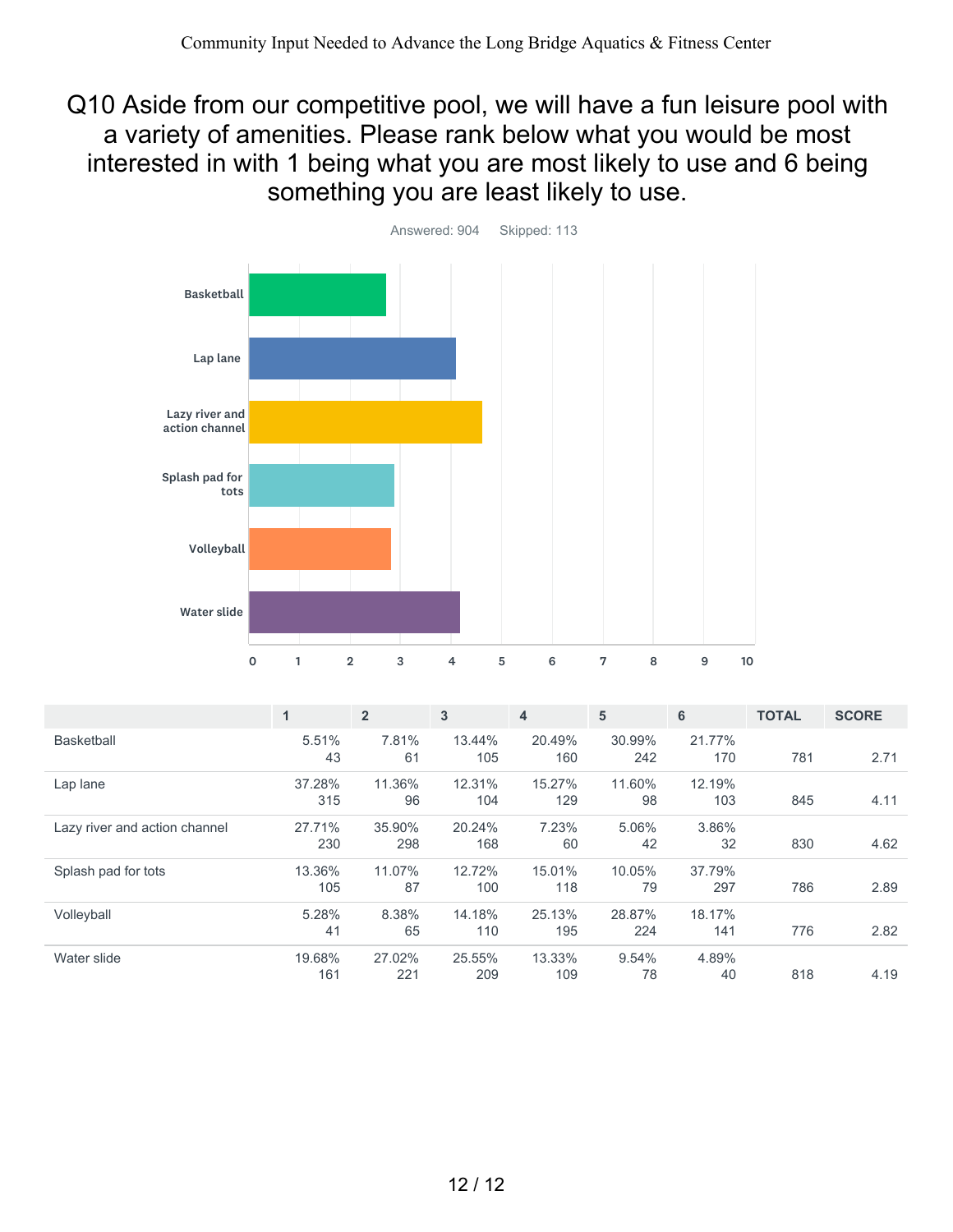# Q10 Aside from our competitive pool, we will have a fun leisure pool with a variety of amenities. Please rank below what you would be most interested in with 1 being what you are most likely to use and 6 being something you are least likely to use.

Answered: 904 Skipped: 113

Basketball

Lap lane

Lazy river and action channel

Splash pad for tots

Volleyball

Water slide

0 1 2 3 4 5 6 7 8 9 10

| | 1 | 2 | 3 | 4 | 5 | 6 | TOTAL | SCORE |
|---|---|---|---|---|---|---|---|---|
| Basketball | 5.51%<br>43 | 7.81%<br>61 | 13.44%<br>105 | 20.49%<br>160 | 30.99%<br>242 | 21.77%<br>170 | 781 | 2.71 |
| Lap lane | 37.28%<br>315 | 11.36%<br>96 | 12.31%<br>104 | 15.27%<br>129 | 11.60%<br>98 | 12.19%<br>103 | 845 | 4.11 |
| Lazy river and action channel | 27.71%<br>230 | 35.90%<br>298 | 20.24%<br>168 | 7.23%<br>60 | 5.06%<br>42 | 3.86%<br>32 | 830 | 4.62 |
| Splash pad for tots | 13.36%<br>105 | 11.07%<br>87 | 12.72%<br>100 | 15.01%<br>118 | 10.05%<br>79 | 37.79%<br>297 | 786 | 2.89 |
| Volleyball | 5.28%<br>41 | 8.38%<br>65 | 14.18%<br>110 | 25.13%<br>195 | 28.87%<br>224 | 18.17%<br>141 | 776 | 2.82 |
| Water slide | 19.68%<br>161 | 27.02%<br>221 | 25.55%<br>209 | 13.33%<br>109 | 9.54%<br>78 | 4.89%<br>40 | 818 | 4.19 |